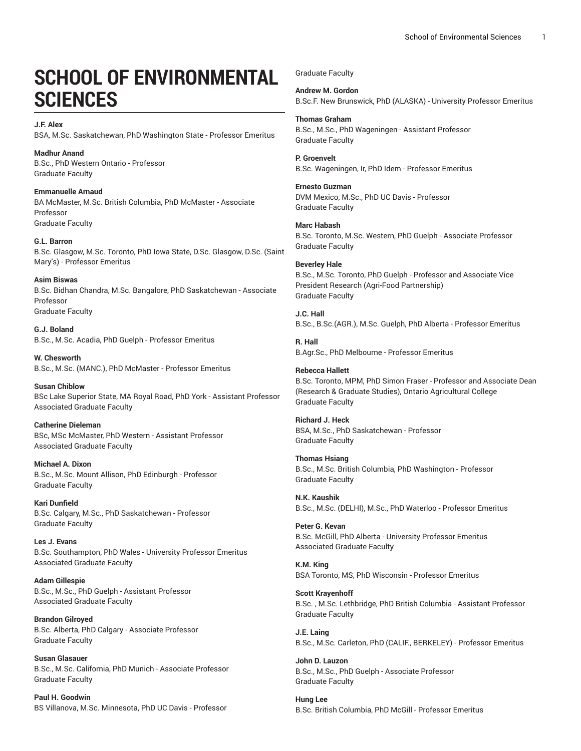# SCHOOL OF ENVIRONMENTAL SCIENCES

**J.F. Alex**
BSA, M.Sc. Saskatchewan, PhD Washington State - Professor Emeritus

**Madhur Anand**
B.Sc., PhD Western Ontario - Professor
Graduate Faculty

**Emmanuelle Arnaud**
BA McMaster, M.Sc. British Columbia, PhD McMaster - Associate Professor
Graduate Faculty

**G.L. Barron**
B.Sc. Glasgow, M.Sc. Toronto, PhD Iowa State, D.Sc. Glasgow, D.Sc. (Saint Mary's) - Professor Emeritus

**Asim Biswas**
B.Sc. Bidhan Chandra, M.Sc. Bangalore, PhD Saskatchewan - Associate Professor
Graduate Faculty

**G.J. Boland**
B.Sc., M.Sc. Acadia, PhD Guelph - Professor Emeritus

**W. Chesworth**
B.Sc., M.Sc. (MANC.), PhD McMaster - Professor Emeritus

**Susan Chiblow**
BSc Lake Superior State, MA Royal Road, PhD York - Assistant Professor
Associated Graduate Faculty

**Catherine Dieleman**
BSc, MSc McMaster, PhD Western - Assistant Professor
Associated Graduate Faculty

**Michael A. Dixon**
B.Sc., M.Sc. Mount Allison, PhD Edinburgh - Professor
Graduate Faculty

**Kari Dunfield**
B.Sc. Calgary, M.Sc., PhD Saskatchewan - Professor
Graduate Faculty

**Les J. Evans**
B.Sc. Southampton, PhD Wales - University Professor Emeritus
Associated Graduate Faculty

**Adam Gillespie**
B.Sc., M.Sc., PhD Guelph - Assistant Professor
Associated Graduate Faculty

**Brandon Gilroyed**
B.Sc. Alberta, PhD Calgary - Associate Professor
Graduate Faculty

**Susan Glasauer**
B.Sc., M.Sc. California, PhD Munich - Associate Professor
Graduate Faculty

**Paul H. Goodwin**
BS Villanova, M.Sc. Minnesota, PhD UC Davis - Professor
Graduate Faculty

**Andrew M. Gordon**
B.Sc.F. New Brunswick, PhD (ALASKA) - University Professor Emeritus

**Thomas Graham**
B.Sc., M.Sc., PhD Wageningen - Assistant Professor
Graduate Faculty

**P. Groenvelt**
B.Sc. Wageningen, Ir, PhD Idem - Professor Emeritus

**Ernesto Guzman**
DVM Mexico, M.Sc., PhD UC Davis - Professor
Graduate Faculty

**Marc Habash**
B.Sc. Toronto, M.Sc. Western, PhD Guelph - Associate Professor
Graduate Faculty

**Beverley Hale**
B.Sc., M.Sc. Toronto, PhD Guelph - Professor and Associate Vice President Research (Agri-Food Partnership)
Graduate Faculty

**J.C. Hall**
B.Sc., B.Sc.(AGR.), M.Sc. Guelph, PhD Alberta - Professor Emeritus

**R. Hall**
B.Agr.Sc., PhD Melbourne - Professor Emeritus

**Rebecca Hallett**
B.Sc. Toronto, MPM, PhD Simon Fraser - Professor and Associate Dean (Research & Graduate Studies), Ontario Agricultural College
Graduate Faculty

**Richard J. Heck**
BSA, M.Sc., PhD Saskatchewan - Professor
Graduate Faculty

**Thomas Hsiang**
B.Sc., M.Sc. British Columbia, PhD Washington - Professor
Graduate Faculty

**N.K. Kaushik**
B.Sc., M.Sc. (DELHI), M.Sc., PhD Waterloo - Professor Emeritus

**Peter G. Kevan**
B.Sc. McGill, PhD Alberta - University Professor Emeritus
Associated Graduate Faculty

**K.M. King**
BSA Toronto, MS, PhD Wisconsin - Professor Emeritus

**Scott Krayenhoff**
B.Sc. , M.Sc. Lethbridge, PhD British Columbia - Assistant Professor
Graduate Faculty

**J.E. Laing**
B.Sc., M.Sc. Carleton, PhD (CALIF., BERKELEY) - Professor Emeritus

**John D. Lauzon**
B.Sc., M.Sc., PhD Guelph - Associate Professor
Graduate Faculty

**Hung Lee**
B.Sc. British Columbia, PhD McGill - Professor Emeritus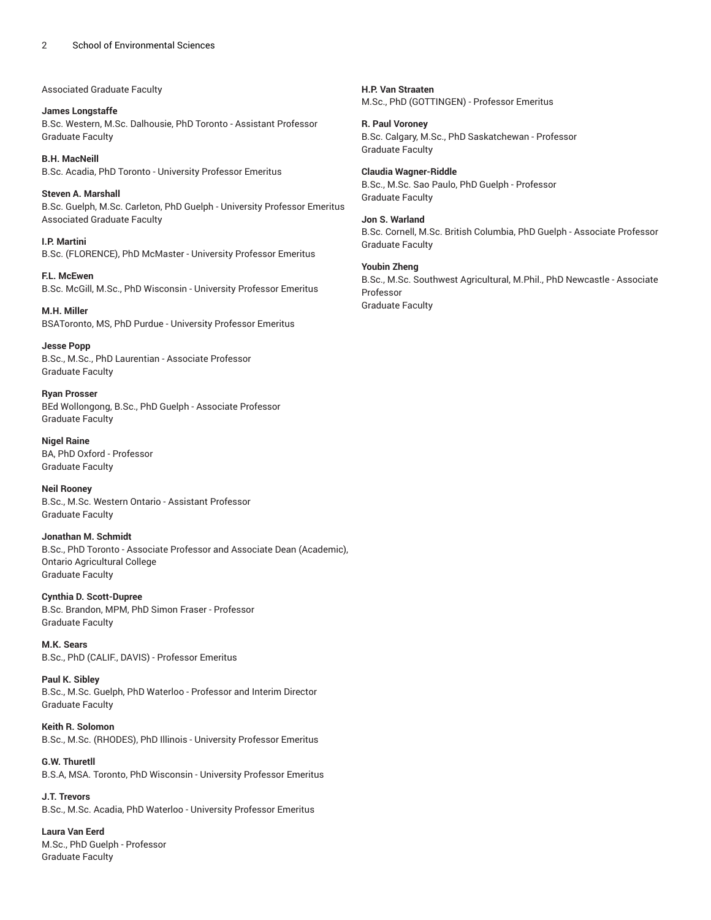Associated Graduate Faculty

**James Longstaffe**
B.Sc. Western, M.Sc. Dalhousie, PhD Toronto - Assistant Professor
Graduate Faculty

**B.H. MacNeill**
B.Sc. Acadia, PhD Toronto - University Professor Emeritus

**Steven A. Marshall**
B.Sc. Guelph, M.Sc. Carleton, PhD Guelph - University Professor Emeritus
Associated Graduate Faculty

**I.P. Martini**
B.Sc. (FLORENCE), PhD McMaster - University Professor Emeritus

**F.L. McEwen**
B.Sc. McGill, M.Sc., PhD Wisconsin - University Professor Emeritus

**M.H. Miller**
BSAToronto, MS, PhD Purdue - University Professor Emeritus

**Jesse Popp**
B.Sc., M.Sc., PhD Laurentian - Associate Professor
Graduate Faculty

**Ryan Prosser**
BEd Wollongong, B.Sc., PhD Guelph - Associate Professor
Graduate Faculty

**Nigel Raine**
BA, PhD Oxford - Professor
Graduate Faculty

**Neil Rooney**
B.Sc., M.Sc. Western Ontario - Assistant Professor
Graduate Faculty

**Jonathan M. Schmidt**
B.Sc., PhD Toronto - Associate Professor and Associate Dean (Academic), Ontario Agricultural College
Graduate Faculty

**Cynthia D. Scott-Dupree**
B.Sc. Brandon, MPM, PhD Simon Fraser - Professor
Graduate Faculty

**M.K. Sears**
B.Sc., PhD (CALIF., DAVIS) - Professor Emeritus

**Paul K. Sibley**
B.Sc., M.Sc. Guelph, PhD Waterloo - Professor and Interim Director
Graduate Faculty

**Keith R. Solomon**
B.Sc., M.Sc. (RHODES), PhD Illinois - University Professor Emeritus

**G.W. Thuretll**
B.S.A, MSA. Toronto, PhD Wisconsin - University Professor Emeritus

**J.T. Trevors**
B.Sc., M.Sc. Acadia, PhD Waterloo - University Professor Emeritus

**Laura Van Eerd**
M.Sc., PhD Guelph - Professor
Graduate Faculty

**H.P. Van Straaten**
M.Sc., PhD (GOTTINGEN) - Professor Emeritus

**R. Paul Voroney**
B.Sc. Calgary, M.Sc., PhD Saskatchewan - Professor
Graduate Faculty

**Claudia Wagner-Riddle**
B.Sc., M.Sc. Sao Paulo, PhD Guelph - Professor
Graduate Faculty

**Jon S. Warland**
B.Sc. Cornell, M.Sc. British Columbia, PhD Guelph - Associate Professor
Graduate Faculty

**Youbin Zheng**
B.Sc., M.Sc. Southwest Agricultural, M.Phil., PhD Newcastle - Associate Professor
Graduate Faculty